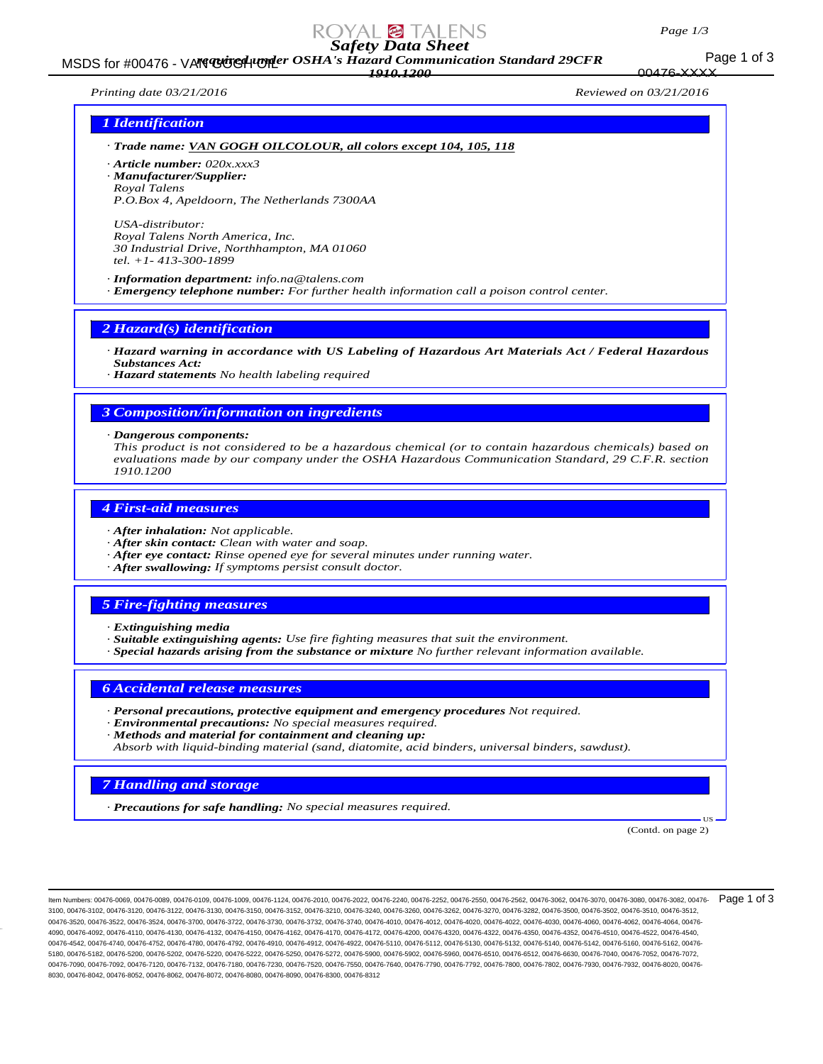# Safety Data Sheet

required under OSHA's Hazard Communication Standard 29CFR 1910.1200

Printing date 03/21/2016 Reviewed on 03/21/2016

## 1 Identification

· **Trade name:** VAN GOGH OILCOLOUR, all colors except 104, 105, 118

· **Article number:** 020x.xxx3

· **Manufacturer/Supplier:**
Royal Talens
P.O.Box 4, Apeldoorn, The Netherlands 7300AA

USA-distributor:
Royal Talens North America, Inc.
30 Industrial Drive, Northhampton, MA 01060
tel. +1- 413-300-1899

· **Information department:** info.na@talens.com

· **Emergency telephone number:** For further health information call a poison control center.

## 2 Hazard(s) identification

· **Hazard warning in accordance with US Labeling of Hazardous Art Materials Act / Federal Hazardous Substances Act:**

· **Hazard statements** No health labeling required

## 3 Composition/information on ingredients

· **Dangerous components:**
This product is not considered to be a hazardous chemical (or to contain hazardous chemicals) based on evaluations made by our company under the OSHA Hazardous Communication Standard, 29 C.F.R. section 1910.1200

## 4 First-aid measures

· **After inhalation:** Not applicable.

· **After skin contact:** Clean with water and soap.

· **After eye contact:** Rinse opened eye for several minutes under running water.

· **After swallowing:** If symptoms persist consult doctor.

## 5 Fire-fighting measures

· **Extinguishing media**

· **Suitable extinguishing agents:** Use fire fighting measures that suit the environment.

· **Special hazards arising from the substance or mixture** No further relevant information available.

## 6 Accidental release measures

· **Personal precautions, protective equipment and emergency procedures** Not required.

· **Environmental precautions:** No special measures required.

· **Methods and material for containment and cleaning up:**
Absorb with liquid-binding material (sand, diatomite, acid binders, universal binders, sawdust).

## 7 Handling and storage

· **Precautions for safe handling:** No special measures required.

(Contd. on page 2)

Item Numbers: 00476-0069, 00476-0089, 00476-0109, 00476-1009, 00476-1124, 00476-2010, 00476-2022, 00476-2240, 00476-2252, 00476-2550, 00476-2562, 00476-3062, 00476-3070, 00476-3080, 00476-3082, 00476-3100, 00476-3102, 00476-3120, 00476-3122, 00476-3130, 00476-3150, 00476-3152, 00476-3210, 00476-3240, 00476-3260, 00476-3262, 00476-3270, 00476-3282, 00476-3500, 00476-3502, 00476-3510, 00476-3512, 00476-3520, 00476-3522, 00476-3524, 00476-3700, 00476-3722, 00476-3730, 00476-3732, 00476-3740, 00476-4010, 00476-4012, 00476-4020, 00476-4022, 00476-4030, 00476-4060, 00476-4062, 00476-4064, 00476-4090, 00476-4092, 00476-4110, 00476-4130, 00476-4132, 00476-4150, 00476-4162, 00476-4170, 00476-4172, 00476-4200, 00476-4320, 00476-4322, 00476-4350, 00476-4352, 00476-4510, 00476-4522, 00476-4540, 00476-4542, 00476-4740, 00476-4752, 00476-4780, 00476-4792, 00476-4910, 00476-4912, 00476-4922, 00476-5110, 00476-5112, 00476-5130, 00476-5132, 00476-5140, 00476-5142, 00476-5160, 00476-5162, 00476-5180, 00476-5182, 00476-5200, 00476-5202, 00476-5220, 00476-5222, 00476-5250, 00476-5272, 00476-5900, 00476-5902, 00476-5960, 00476-6510, 00476-6512, 00476-6630, 00476-7040, 00476-7052, 00476-7072, 00476-7090, 00476-7092, 00476-7120, 00476-7132, 00476-7180, 00476-7230, 00476-7520, 00476-7550, 00476-7640, 00476-7790, 00476-7792, 00476-7800, 00476-7802, 00476-7930, 00476-7932, 00476-8020, 00476-8030, 00476-8042, 00476-8052, 00476-8062, 00476-8072, 00476-8080, 00476-8090, 00476-8300, 00476-8312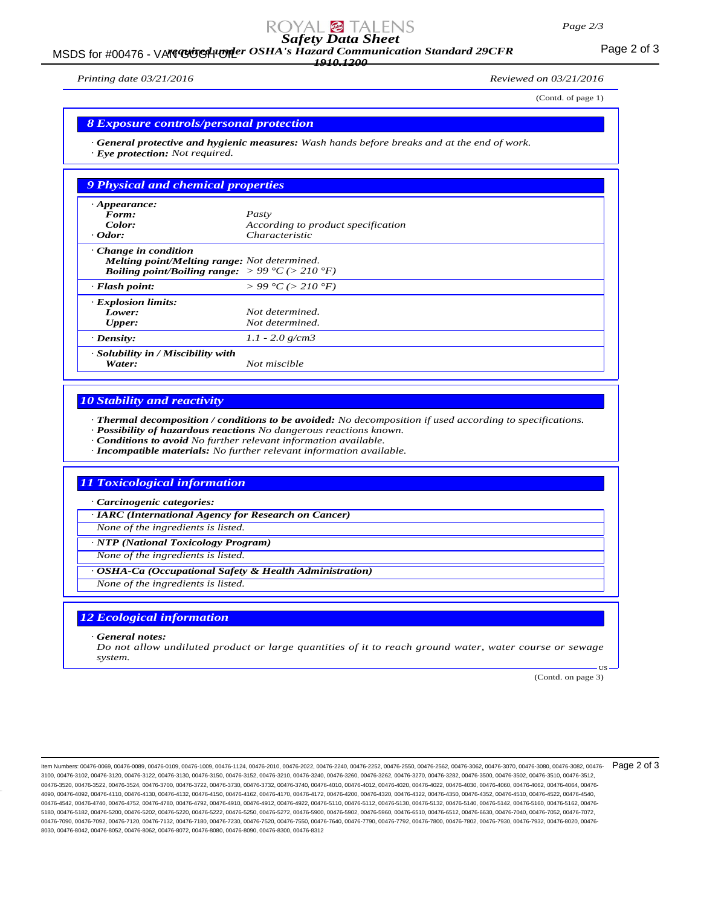(Contd. of page 1)

## 8 Exposure controls/personal protection

· ***General protective and hygienic measures:*** *Wash hands before breaks and at the end of work.*
· ***Eye protection:*** *Not required.*

## 9 Physical and chemical properties

| | |
|---|---|
| · ***Appearance:*** | |
| ***Form:*** | *Pasty* |
| ***Color:*** | *According to product specification* |
| · ***Odor:*** | *Characteristic* |
| · ***Change in condition*** | |
| ***Melting point/Melting range:*** | *Not determined.* |
| ***Boiling point/Boiling range:*** | *> 99 °C (> 210 °F)* |
| · ***Flash point:*** | *> 99 °C (> 210 °F)* |
| · ***Explosion limits:*** | |
| ***Lower:*** | *Not determined.* |
| ***Upper:*** | *Not determined.* |
| · ***Density:*** | *1.1 - 2.0 g/cm3* |
| · ***Solubility in / Miscibility with*** | |
| ***Water:*** | *Not miscible* |

## 10 Stability and reactivity

· ***Thermal decomposition / conditions to be avoided:*** *No decomposition if used according to specifications.*
· ***Possibility of hazardous reactions*** *No dangerous reactions known.*
· ***Conditions to avoid*** *No further relevant information available.*
· ***Incompatible materials:*** *No further relevant information available.*

## 11 Toxicological information

· ***Carcinogenic categories:***

· ***IARC (International Agency for Research on Cancer)***
*None of the ingredients is listed.*

· ***NTP (National Toxicology Program)***
*None of the ingredients is listed.*

· ***OSHA-Ca (Occupational Safety & Health Administration)***
*None of the ingredients is listed.*

## 12 Ecological information

· ***General notes:***
*Do not allow undiluted product or large quantities of it to reach ground water, water course or sewage system.*

(Contd. on page 3)

Item Numbers: 00476-0069, 00476-0089, 00476-0109, 00476-1009, 00476-1124, 00476-2010, 00476-2022, 00476-2240, 00476-2252, 00476-2550, 00476-2562, 00476-3062, 00476-3070, 00476-3080, 00476-3082, 00476-3100, 00476-3102, 00476-3120, 00476-3122, 00476-3130, 00476-3150, 00476-3152, 00476-3210, 00476-3240, 00476-3260, 00476-3262, 00476-3270, 00476-3282, 00476-3500, 00476-3502, 00476-3510, 00476-3512, 00476-3520, 00476-3522, 00476-3524, 00476-3700, 00476-3722, 00476-3730, 00476-3732, 00476-3740, 00476-4010, 00476-4012, 00476-4020, 00476-4022, 00476-4030, 00476-4060, 00476-4062, 00476-4064, 00476-4090, 00476-4092, 00476-4110, 00476-4130, 00476-4132, 00476-4150, 00476-4162, 00476-4170, 00476-4172, 00476-4200, 00476-4320, 00476-4322, 00476-4350, 00476-4352, 00476-4510, 00476-4522, 00476-4540, 00476-4542, 00476-4740, 00476-4752, 00476-4780, 00476-4792, 00476-4910, 00476-4912, 00476-4922, 00476-5110, 00476-5112, 00476-5130, 00476-5132, 00476-5140, 00476-5142, 00476-5160, 00476-5162, 00476-5180, 00476-5182, 00476-5200, 00476-5202, 00476-5220, 00476-5222, 00476-5250, 00476-5272, 00476-5900, 00476-5902, 00476-5960, 00476-6510, 00476-6512, 00476-6630, 00476-7040, 00476-7052, 00476-7072, 00476-7090, 00476-7092, 00476-7120, 00476-7132, 00476-7180, 00476-7230, 00476-7520, 00476-7550, 00476-7640, 00476-7790, 00476-7792, 00476-7800, 00476-7802, 00476-7930, 00476-7932, 00476-8020, 00476-8030, 00476-8042, 00476-8052, 00476-8062, 00476-8072, 00476-8080, 00476-8090, 00476-8300, 00476-8312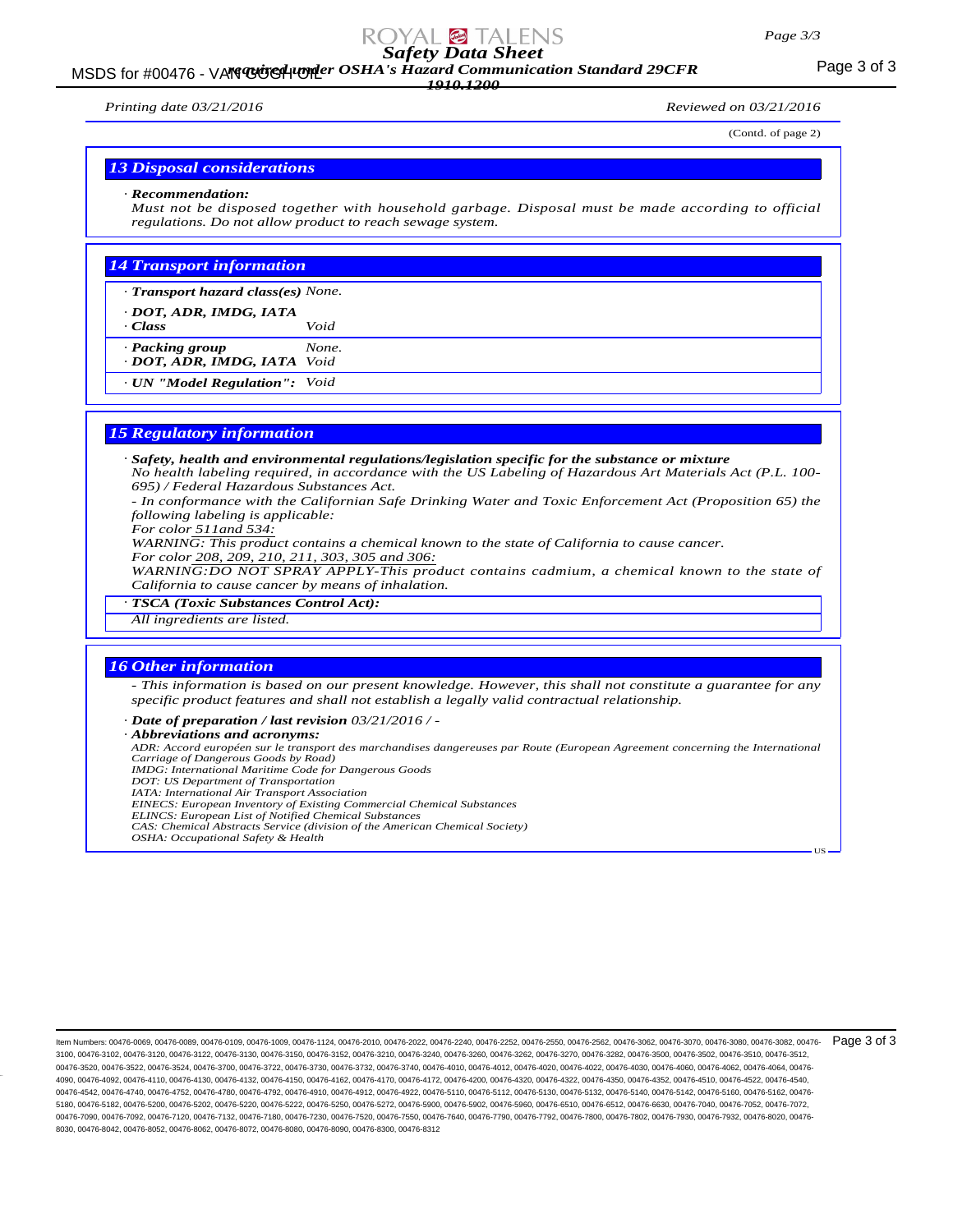(Contd. of page 2)

## 13 Disposal considerations

· **Recommendation:**
*Must not be disposed together with household garbage. Disposal must be made according to official regulations. Do not allow product to reach sewage system.*

## 14 Transport information

| | |
|---|---|
| · **Transport hazard class(es)** | *None.* |
| · **DOT, ADR, IMDG, IATA** | |
| · **Class** | *Void* |
| · **Packing group** | *None.* |
| · **DOT, ADR, IMDG, IATA** | *Void* |
| · **UN "Model Regulation":** | *Void* |

## 15 Regulatory information

· **Safety, health and environmental regulations/legislation specific for the substance or mixture**
*No health labeling required, in accordance with the US Labeling of Hazardous Art Materials Act (P.L. 100-695) / Federal Hazardous Substances Act.*
*- In conformance with the Californian Safe Drinking Water and Toxic Enforcement Act (Proposition 65) the following labeling is applicable:*
*For color 511and 534:*
*WARNING: This product contains a chemical known to the state of California to cause cancer.*
*For color 208, 209, 210, 211, 303, 305 and 306:*
*WARNING:DO NOT SPRAY APPLY-This product contains cadmium, a chemical known to the state of California to cause cancer by means of inhalation.*

· **TSCA (Toxic Substances Control Act):**
*All ingredients are listed.*

## 16 Other information

*- This information is based on our present knowledge. However, this shall not constitute a guarantee for any specific product features and shall not establish a legally valid contractual relationship.*

· **Date of preparation / last revision** *03/21/2016 / -*
· **Abbreviations and acronyms:**
*ADR: Accord européen sur le transport des marchandises dangereuses par Route (European Agreement concerning the International Carriage of Dangerous Goods by Road)*
*IMDG: International Maritime Code for Dangerous Goods*
*DOT: US Department of Transportation*
*IATA: International Air Transport Association*
*EINECS: European Inventory of Existing Commercial Chemical Substances*
*ELINCS: European List of Notified Chemical Substances*
*CAS: Chemical Abstracts Service (division of the American Chemical Society)*
*OSHA: Occupational Safety & Health*

Item Numbers: 00476-0069, 00476-0089, 00476-0109, 00476-1009, 00476-1124, 00476-2010, 00476-2022, 00476-2240, 00476-2252, 00476-2550, 00476-2562, 00476-3062, 00476-3070, 00476-3080, 00476-3082, 00476-3100, 00476-3102, 00476-3120, 00476-3122, 00476-3130, 00476-3150, 00476-3152, 00476-3210, 00476-3240, 00476-3260, 00476-3262, 00476-3270, 00476-3282, 00476-3500, 00476-3502, 00476-3510, 00476-3512, 00476-3520, 00476-3522, 00476-3524, 00476-3700, 00476-3722, 00476-3730, 00476-3732, 00476-3740, 00476-4010, 00476-4012, 00476-4020, 00476-4022, 00476-4030, 00476-4060, 00476-4062, 00476-4064, 00476-4090, 00476-4092, 00476-4110, 00476-4130, 00476-4132, 00476-4150, 00476-4162, 00476-4170, 00476-4172, 00476-4200, 00476-4320, 00476-4322, 00476-4350, 00476-4352, 00476-4510, 00476-4522, 00476-4540, 00476-4542, 00476-4740, 00476-4752, 00476-4780, 00476-4792, 00476-4910, 00476-4912, 00476-4922, 00476-5110, 00476-5112, 00476-5130, 00476-5132, 00476-5140, 00476-5142, 00476-5160, 00476-5162, 00476-5180, 00476-5182, 00476-5200, 00476-5202, 00476-5220, 00476-5222, 00476-5250, 00476-5272, 00476-5900, 00476-5902, 00476-5960, 00476-6510, 00476-6512, 00476-6630, 00476-7040, 00476-7052, 00476-7072, 00476-7090, 00476-7092, 00476-7120, 00476-7132, 00476-7180, 00476-7230, 00476-7520, 00476-7550, 00476-7640, 00476-7790, 00476-7792, 00476-7800, 00476-7802, 00476-7930, 00476-7932, 00476-8020, 00476-8030, 00476-8042, 00476-8052, 00476-8062, 00476-8072, 00476-8080, 00476-8090, 00476-8300, 00476-8312